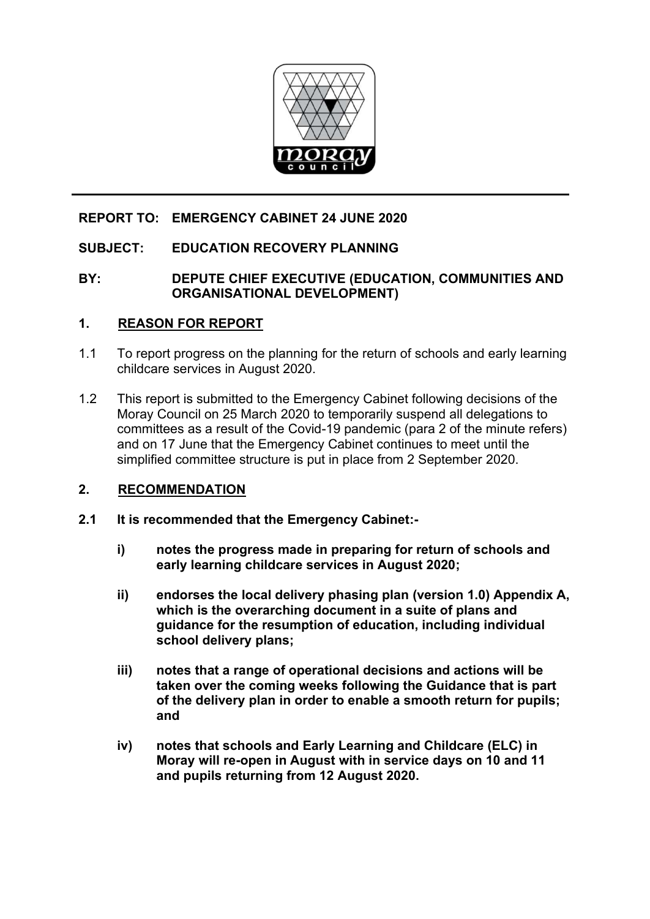**REPORT TO: EMERGENCY CABINET 24 JUNE 2020**

**SUBJECT: EDUCATION RECOVERY PLANNING**

**BY: DEPUTE CHIEF EXECUTIVE (EDUCATION, COMMUNITIES AND ORGANISATIONAL DEVELOPMENT)**

## 1. REASON FOR REPORT

1.1 To report progress on the planning for the return of schools and early learning childcare services in August 2020.

1.2 This report is submitted to the Emergency Cabinet following decisions of the Moray Council on 25 March 2020 to temporarily suspend all delegations to committees as a result of the Covid-19 pandemic (para 2 of the minute refers) and on 17 June that the Emergency Cabinet continues to meet until the simplified committee structure is put in place from 2 September 2020.

## 2. RECOMMENDATION

**2.1 It is recommended that the Emergency Cabinet:-**

**i) notes the progress made in preparing for return of schools and early learning childcare services in August 2020;**

**ii) endorses the local delivery phasing plan (version 1.0) Appendix A, which is the overarching document in a suite of plans and guidance for the resumption of education, including individual school delivery plans;**

**iii) notes that a range of operational decisions and actions will be taken over the coming weeks following the Guidance that is part of the delivery plan in order to enable a smooth return for pupils; and**

**iv) notes that schools and Early Learning and Childcare (ELC) in Moray will re-open in August with in service days on 10 and 11 and pupils returning from 12 August 2020.**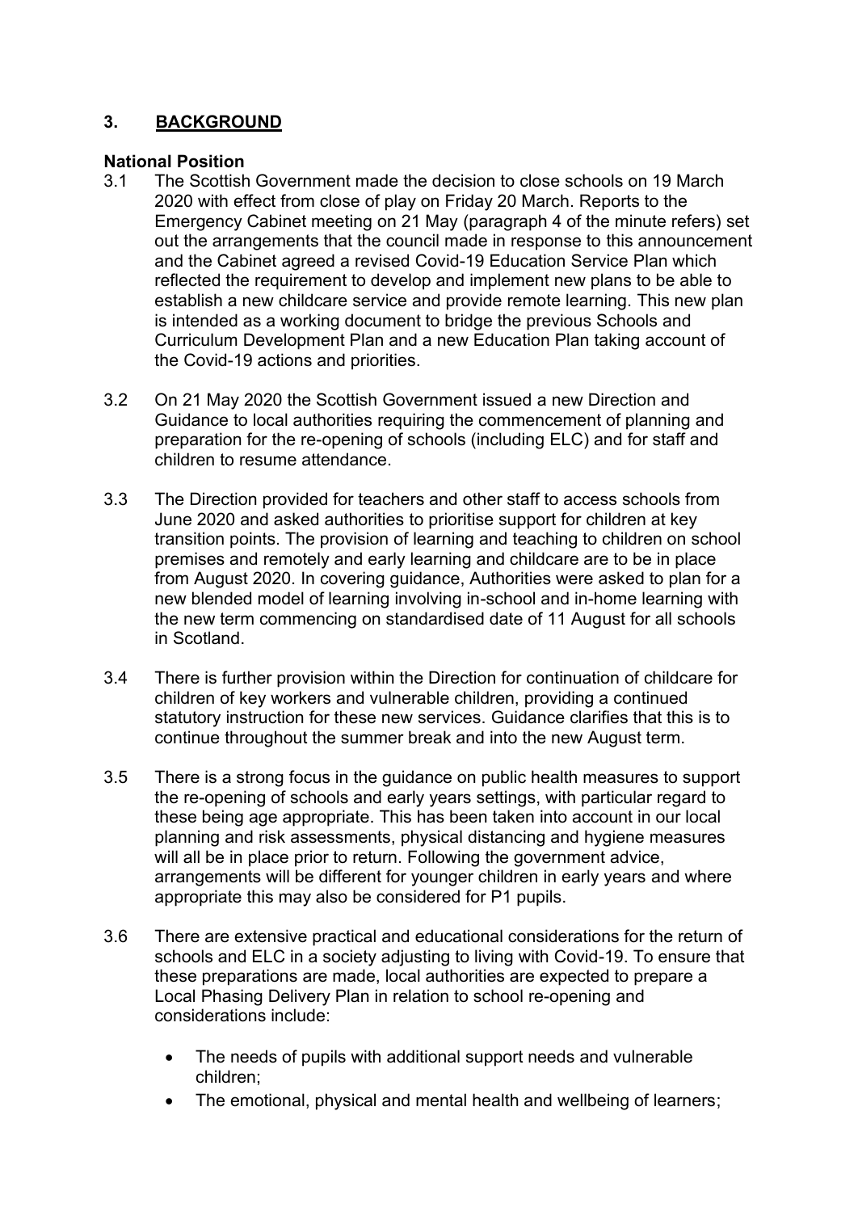## 3. BACKGROUND

**National Position**

3.1 The Scottish Government made the decision to close schools on 19 March 2020 with effect from close of play on Friday 20 March. Reports to the Emergency Cabinet meeting on 21 May (paragraph 4 of the minute refers) set out the arrangements that the council made in response to this announcement and the Cabinet agreed a revised Covid-19 Education Service Plan which reflected the requirement to develop and implement new plans to be able to establish a new childcare service and provide remote learning. This new plan is intended as a working document to bridge the previous Schools and Curriculum Development Plan and a new Education Plan taking account of the Covid-19 actions and priorities.

3.2 On 21 May 2020 the Scottish Government issued a new Direction and Guidance to local authorities requiring the commencement of planning and preparation for the re-opening of schools (including ELC) and for staff and children to resume attendance.

3.3 The Direction provided for teachers and other staff to access schools from June 2020 and asked authorities to prioritise support for children at key transition points. The provision of learning and teaching to children on school premises and remotely and early learning and childcare are to be in place from August 2020. In covering guidance, Authorities were asked to plan for a new blended model of learning involving in-school and in-home learning with the new term commencing on standardised date of 11 August for all schools in Scotland.

3.4 There is further provision within the Direction for continuation of childcare for children of key workers and vulnerable children, providing a continued statutory instruction for these new services. Guidance clarifies that this is to continue throughout the summer break and into the new August term.

3.5 There is a strong focus in the guidance on public health measures to support the re-opening of schools and early years settings, with particular regard to these being age appropriate. This has been taken into account in our local planning and risk assessments, physical distancing and hygiene measures will all be in place prior to return. Following the government advice, arrangements will be different for younger children in early years and where appropriate this may also be considered for P1 pupils.

3.6 There are extensive practical and educational considerations for the return of schools and ELC in a society adjusting to living with Covid-19. To ensure that these preparations are made, local authorities are expected to prepare a Local Phasing Delivery Plan in relation to school re-opening and considerations include:

- The needs of pupils with additional support needs and vulnerable children;
- The emotional, physical and mental health and wellbeing of learners;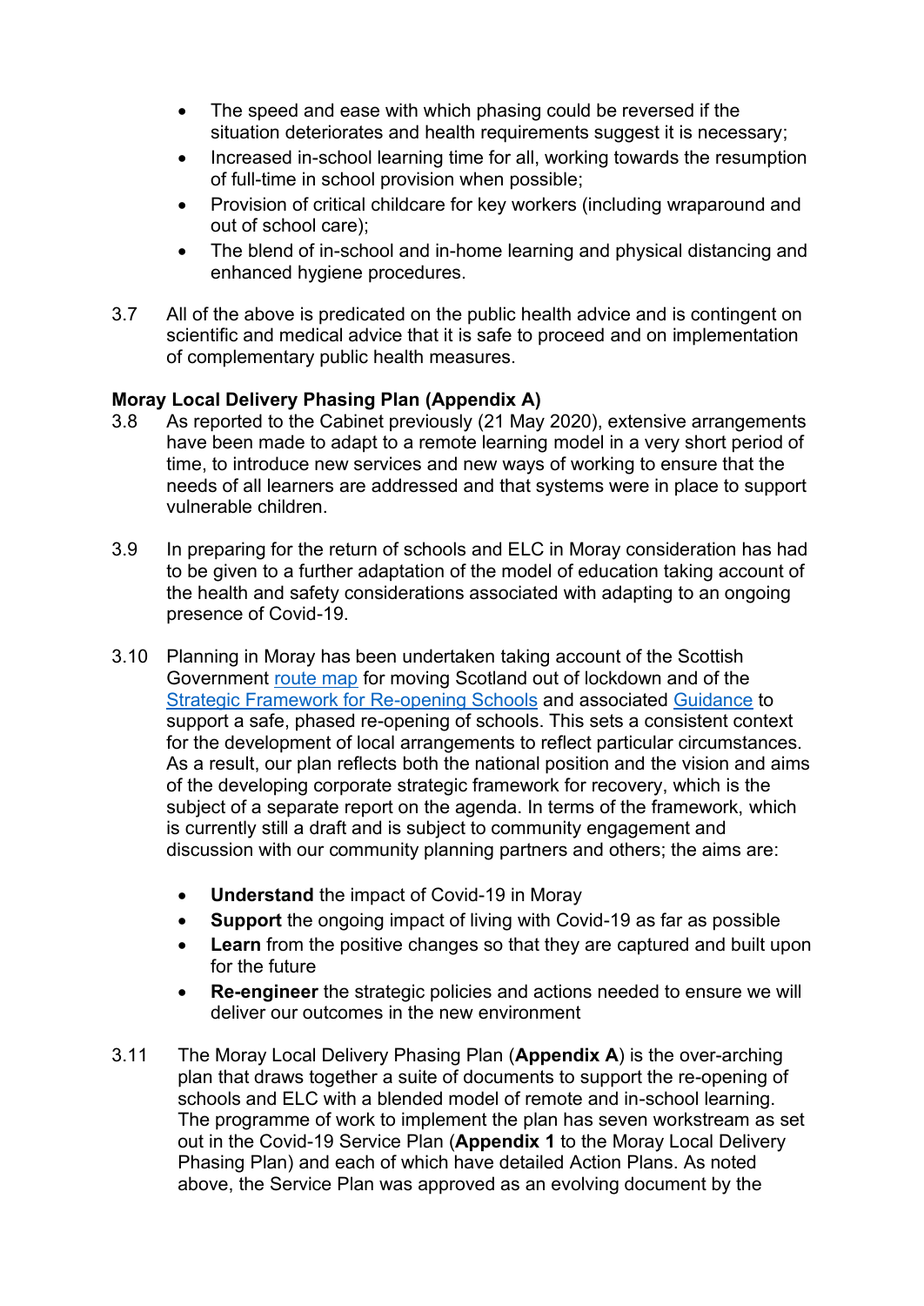- The speed and ease with which phasing could be reversed if the situation deteriorates and health requirements suggest it is necessary;
- Increased in-school learning time for all, working towards the resumption of full-time in school provision when possible;
- Provision of critical childcare for key workers (including wraparound and out of school care);
- The blend of in-school and in-home learning and physical distancing and enhanced hygiene procedures.

3.7 All of the above is predicated on the public health advice and is contingent on scientific and medical advice that it is safe to proceed and on implementation of complementary public health measures.

**Moray Local Delivery Phasing Plan (Appendix A)**

3.8 As reported to the Cabinet previously (21 May 2020), extensive arrangements have been made to adapt to a remote learning model in a very short period of time, to introduce new services and new ways of working to ensure that the needs of all learners are addressed and that systems were in place to support vulnerable children.

3.9 In preparing for the return of schools and ELC in Moray consideration has had to be given to a further adaptation of the model of education taking account of the health and safety considerations associated with adapting to an ongoing presence of Covid-19.

3.10 Planning in Moray has been undertaken taking account of the Scottish Government route map for moving Scotland out of lockdown and of the Strategic Framework for Re-opening Schools and associated Guidance to support a safe, phased re-opening of schools. This sets a consistent context for the development of local arrangements to reflect particular circumstances. As a result, our plan reflects both the national position and the vision and aims of the developing corporate strategic framework for recovery, which is the subject of a separate report on the agenda. In terms of the framework, which is currently still a draft and is subject to community engagement and discussion with our community planning partners and others; the aims are:

- **Understand** the impact of Covid-19 in Moray
- **Support** the ongoing impact of living with Covid-19 as far as possible
- **Learn** from the positive changes so that they are captured and built upon for the future
- **Re-engineer** the strategic policies and actions needed to ensure we will deliver our outcomes in the new environment

3.11 The Moray Local Delivery Phasing Plan (**Appendix A**) is the over-arching plan that draws together a suite of documents to support the re-opening of schools and ELC with a blended model of remote and in-school learning. The programme of work to implement the plan has seven workstream as set out in the Covid-19 Service Plan (**Appendix 1** to the Moray Local Delivery Phasing Plan) and each of which have detailed Action Plans. As noted above, the Service Plan was approved as an evolving document by the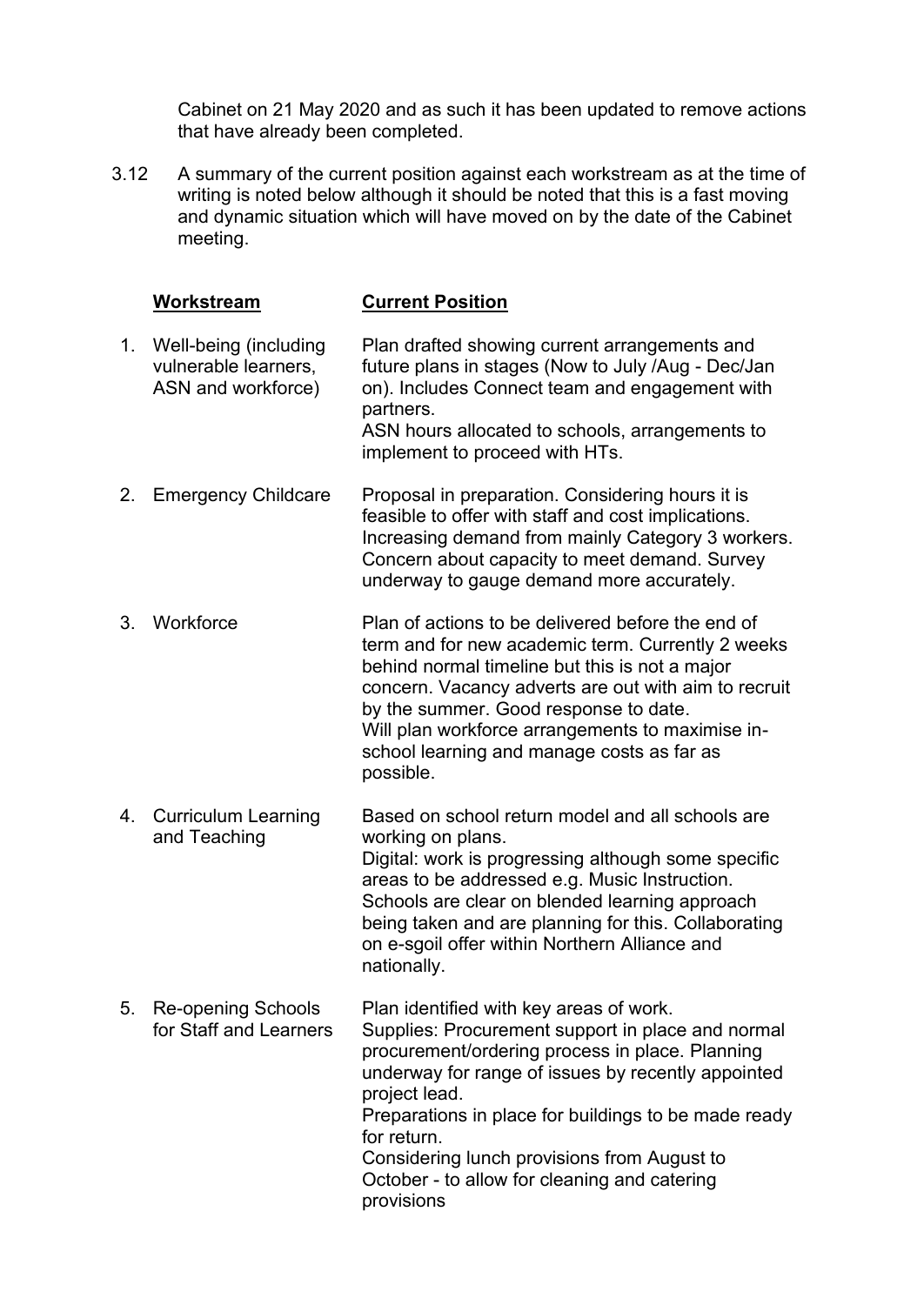Cabinet on 21 May 2020 and as such it has been updated to remove actions that have already been completed.

3.12 A summary of the current position against each workstream as at the time of writing is noted below although it should be noted that this is a fast moving and dynamic situation which will have moved on by the date of the Cabinet meeting.

| | **Workstream** | **Current Position** |
|---|---|---|
| 1. | Well-being (including vulnerable learners, ASN and workforce) | Plan drafted showing current arrangements and future plans in stages (Now to July /Aug - Dec/Jan on). Includes Connect team and engagement with partners.<br>ASN hours allocated to schools, arrangements to implement to proceed with HTs. |
| 2. | Emergency Childcare | Proposal in preparation. Considering hours it is feasible to offer with staff and cost implications. Increasing demand from mainly Category 3 workers. Concern about capacity to meet demand. Survey underway to gauge demand more accurately. |
| 3. | Workforce | Plan of actions to be delivered before the end of term and for new academic term. Currently 2 weeks behind normal timeline but this is not a major concern. Vacancy adverts are out with aim to recruit by the summer. Good response to date.<br>Will plan workforce arrangements to maximise in-school learning and manage costs as far as possible. |
| 4. | Curriculum Learning and Teaching | Based on school return model and all schools are working on plans.<br>Digital: work is progressing although some specific areas to be addressed e.g. Music Instruction.<br>Schools are clear on blended learning approach being taken and are planning for this. Collaborating on e-sgoil offer within Northern Alliance and nationally. |
| 5. | Re-opening Schools for Staff and Learners | Plan identified with key areas of work.<br>Supplies: Procurement support in place and normal procurement/ordering process in place. Planning underway for range of issues by recently appointed project lead.<br>Preparations in place for buildings to be made ready for return.<br>Considering lunch provisions from August to October - to allow for cleaning and catering provisions |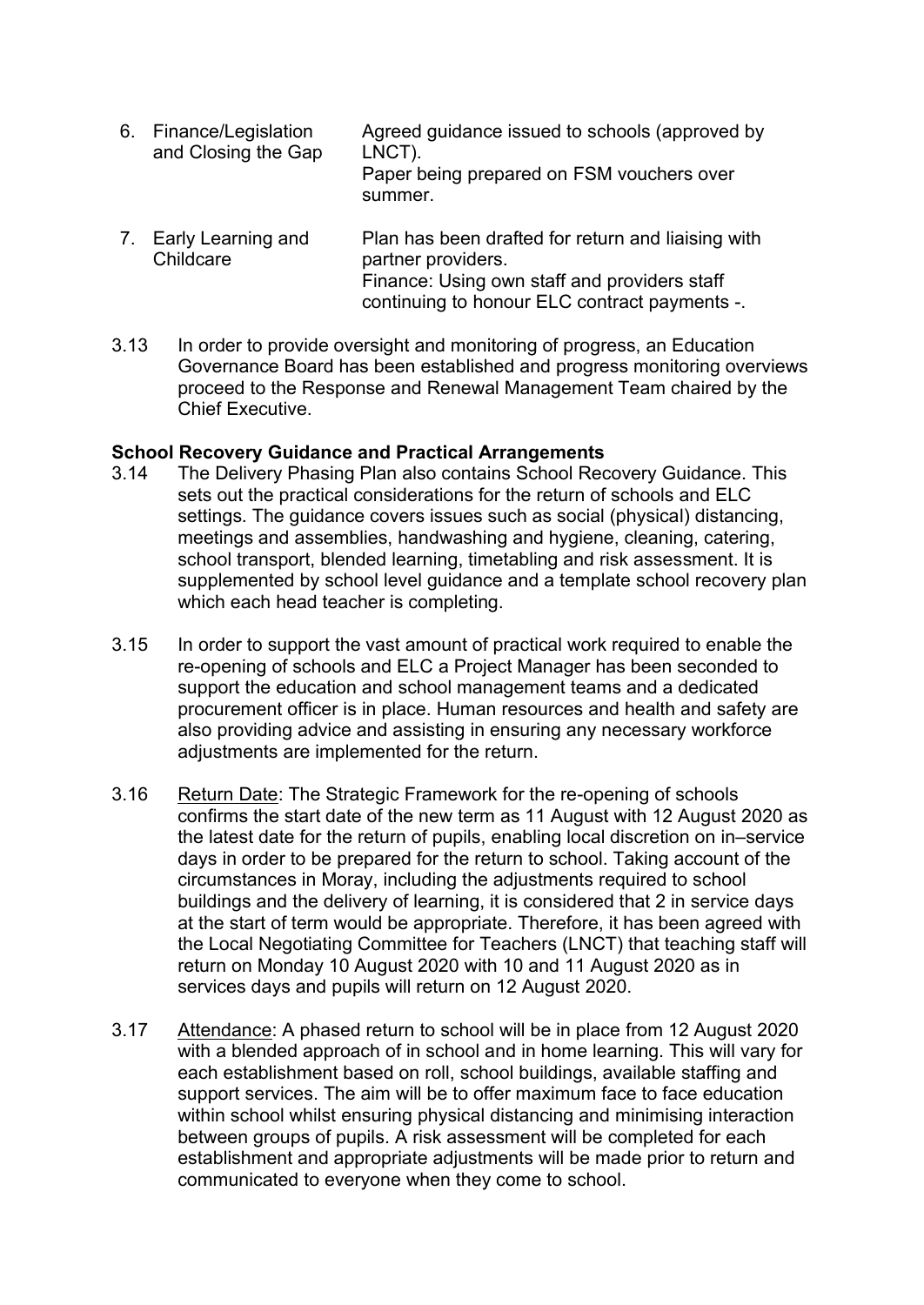| | | |
|---|---|---|
| 6. | Finance/Legislation and Closing the Gap | Agreed guidance issued to schools (approved by LNCT).<br>Paper being prepared on FSM vouchers over summer. |
| 7. | Early Learning and Childcare | Plan has been drafted for return and liaising with partner providers.<br>Finance: Using own staff and providers staff continuing to honour ELC contract payments -. |

3.13 In order to provide oversight and monitoring of progress, an Education Governance Board has been established and progress monitoring overviews proceed to the Response and Renewal Management Team chaired by the Chief Executive.

**School Recovery Guidance and Practical Arrangements**

3.14 The Delivery Phasing Plan also contains School Recovery Guidance. This sets out the practical considerations for the return of schools and ELC settings. The guidance covers issues such as social (physical) distancing, meetings and assemblies, handwashing and hygiene, cleaning, catering, school transport, blended learning, timetabling and risk assessment. It is supplemented by school level guidance and a template school recovery plan which each head teacher is completing.

3.15 In order to support the vast amount of practical work required to enable the re-opening of schools and ELC a Project Manager has been seconded to support the education and school management teams and a dedicated procurement officer is in place. Human resources and health and safety are also providing advice and assisting in ensuring any necessary workforce adjustments are implemented for the return.

3.16 Return Date: The Strategic Framework for the re-opening of schools confirms the start date of the new term as 11 August with 12 August 2020 as the latest date for the return of pupils, enabling local discretion on in–service days in order to be prepared for the return to school. Taking account of the circumstances in Moray, including the adjustments required to school buildings and the delivery of learning, it is considered that 2 in service days at the start of term would be appropriate. Therefore, it has been agreed with the Local Negotiating Committee for Teachers (LNCT) that teaching staff will return on Monday 10 August 2020 with 10 and 11 August 2020 as in services days and pupils will return on 12 August 2020.

3.17 Attendance: A phased return to school will be in place from 12 August 2020 with a blended approach of in school and in home learning. This will vary for each establishment based on roll, school buildings, available staffing and support services. The aim will be to offer maximum face to face education within school whilst ensuring physical distancing and minimising interaction between groups of pupils. A risk assessment will be completed for each establishment and appropriate adjustments will be made prior to return and communicated to everyone when they come to school.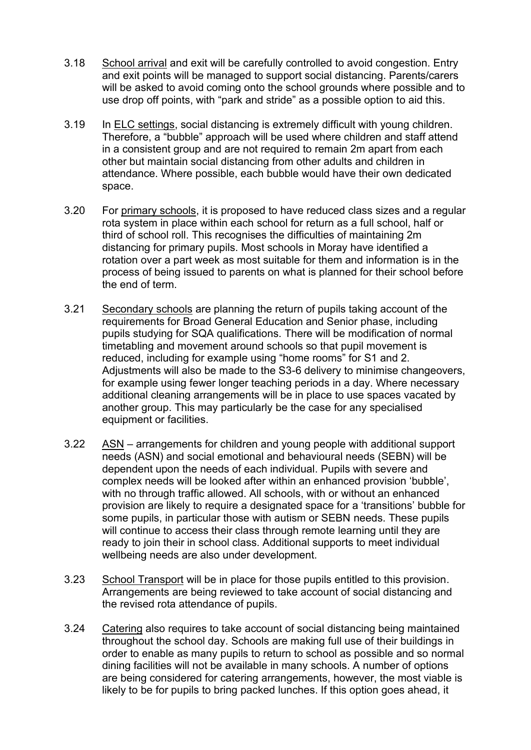3.18 School arrival and exit will be carefully controlled to avoid congestion. Entry and exit points will be managed to support social distancing. Parents/carers will be asked to avoid coming onto the school grounds where possible and to use drop off points, with "park and stride" as a possible option to aid this.

3.19 In ELC settings, social distancing is extremely difficult with young children. Therefore, a "bubble" approach will be used where children and staff attend in a consistent group and are not required to remain 2m apart from each other but maintain social distancing from other adults and children in attendance. Where possible, each bubble would have their own dedicated space.

3.20 For primary schools, it is proposed to have reduced class sizes and a regular rota system in place within each school for return as a full school, half or third of school roll. This recognises the difficulties of maintaining 2m distancing for primary pupils. Most schools in Moray have identified a rotation over a part week as most suitable for them and information is in the process of being issued to parents on what is planned for their school before the end of term.

3.21 Secondary schools are planning the return of pupils taking account of the requirements for Broad General Education and Senior phase, including pupils studying for SQA qualifications. There will be modification of normal timetabling and movement around schools so that pupil movement is reduced, including for example using "home rooms" for S1 and 2. Adjustments will also be made to the S3-6 delivery to minimise changeovers, for example using fewer longer teaching periods in a day. Where necessary additional cleaning arrangements will be in place to use spaces vacated by another group. This may particularly be the case for any specialised equipment or facilities.

3.22 ASN – arrangements for children and young people with additional support needs (ASN) and social emotional and behavioural needs (SEBN) will be dependent upon the needs of each individual. Pupils with severe and complex needs will be looked after within an enhanced provision 'bubble', with no through traffic allowed. All schools, with or without an enhanced provision are likely to require a designated space for a 'transitions' bubble for some pupils, in particular those with autism or SEBN needs. These pupils will continue to access their class through remote learning until they are ready to join their in school class. Additional supports to meet individual wellbeing needs are also under development.

3.23 School Transport will be in place for those pupils entitled to this provision. Arrangements are being reviewed to take account of social distancing and the revised rota attendance of pupils.

3.24 Catering also requires to take account of social distancing being maintained throughout the school day. Schools are making full use of their buildings in order to enable as many pupils to return to school as possible and so normal dining facilities will not be available in many schools. A number of options are being considered for catering arrangements, however, the most viable is likely to be for pupils to bring packed lunches. If this option goes ahead, it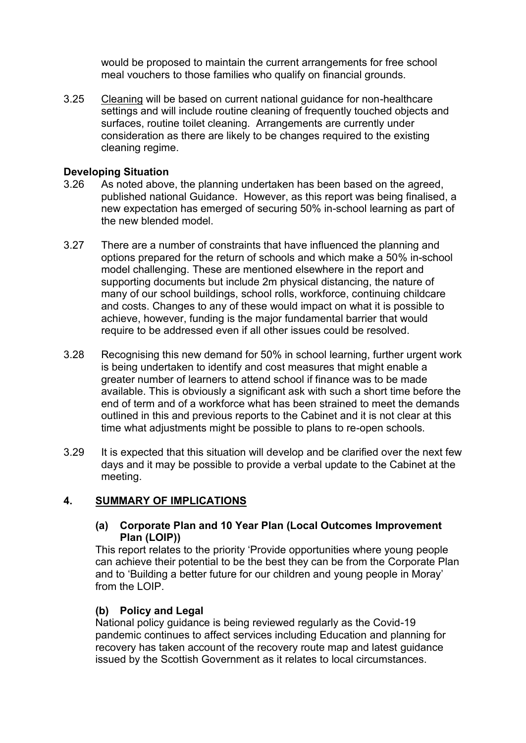would be proposed to maintain the current arrangements for free school meal vouchers to those families who qualify on financial grounds.

3.25 Cleaning will be based on current national guidance for non-healthcare settings and will include routine cleaning of frequently touched objects and surfaces, routine toilet cleaning. Arrangements are currently under consideration as there are likely to be changes required to the existing cleaning regime.

**Developing Situation**

3.26 As noted above, the planning undertaken has been based on the agreed, published national Guidance. However, as this report was being finalised, a new expectation has emerged of securing 50% in-school learning as part of the new blended model.

3.27 There are a number of constraints that have influenced the planning and options prepared for the return of schools and which make a 50% in-school model challenging. These are mentioned elsewhere in the report and supporting documents but include 2m physical distancing, the nature of many of our school buildings, school rolls, workforce, continuing childcare and costs. Changes to any of these would impact on what it is possible to achieve, however, funding is the major fundamental barrier that would require to be addressed even if all other issues could be resolved.

3.28 Recognising this new demand for 50% in school learning, further urgent work is being undertaken to identify and cost measures that might enable a greater number of learners to attend school if finance was to be made available. This is obviously a significant ask with such a short time before the end of term and of a workforce what has been strained to meet the demands outlined in this and previous reports to the Cabinet and it is not clear at this time what adjustments might be possible to plans to re-open schools.

3.29 It is expected that this situation will develop and be clarified over the next few days and it may be possible to provide a verbal update to the Cabinet at the meeting.

## 4. SUMMARY OF IMPLICATIONS

### (a) Corporate Plan and 10 Year Plan (Local Outcomes Improvement Plan (LOIP))

This report relates to the priority 'Provide opportunities where young people can achieve their potential to be the best they can be from the Corporate Plan and to 'Building a better future for our children and young people in Moray' from the LOIP.

### (b) Policy and Legal

National policy guidance is being reviewed regularly as the Covid-19 pandemic continues to affect services including Education and planning for recovery has taken account of the recovery route map and latest guidance issued by the Scottish Government as it relates to local circumstances.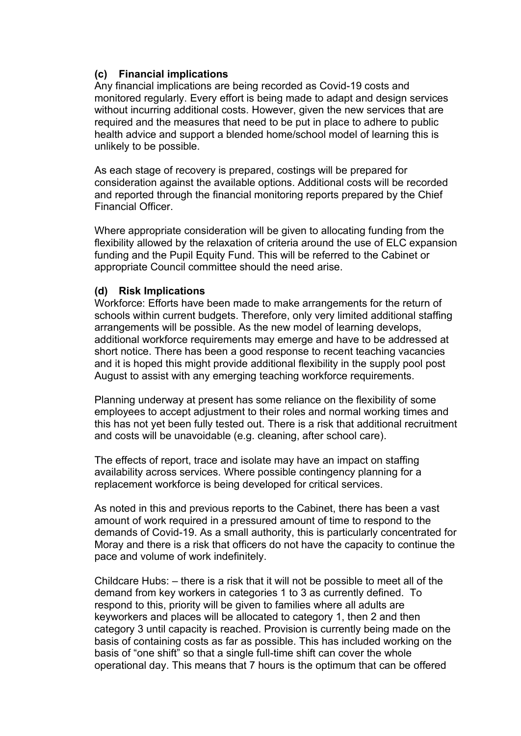### (c) Financial implications

Any financial implications are being recorded as Covid-19 costs and monitored regularly. Every effort is being made to adapt and design services without incurring additional costs. However, given the new services that are required and the measures that need to be put in place to adhere to public health advice and support a blended home/school model of learning this is unlikely to be possible.

As each stage of recovery is prepared, costings will be prepared for consideration against the available options. Additional costs will be recorded and reported through the financial monitoring reports prepared by the Chief Financial Officer.

Where appropriate consideration will be given to allocating funding from the flexibility allowed by the relaxation of criteria around the use of ELC expansion funding and the Pupil Equity Fund. This will be referred to the Cabinet or appropriate Council committee should the need arise.

### (d) Risk Implications

Workforce: Efforts have been made to make arrangements for the return of schools within current budgets. Therefore, only very limited additional staffing arrangements will be possible. As the new model of learning develops, additional workforce requirements may emerge and have to be addressed at short notice. There has been a good response to recent teaching vacancies and it is hoped this might provide additional flexibility in the supply pool post August to assist with any emerging teaching workforce requirements.

Planning underway at present has some reliance on the flexibility of some employees to accept adjustment to their roles and normal working times and this has not yet been fully tested out. There is a risk that additional recruitment and costs will be unavoidable (e.g. cleaning, after school care).

The effects of report, trace and isolate may have an impact on staffing availability across services. Where possible contingency planning for a replacement workforce is being developed for critical services.

As noted in this and previous reports to the Cabinet, there has been a vast amount of work required in a pressured amount of time to respond to the demands of Covid-19. As a small authority, this is particularly concentrated for Moray and there is a risk that officers do not have the capacity to continue the pace and volume of work indefinitely.

Childcare Hubs: – there is a risk that it will not be possible to meet all of the demand from key workers in categories 1 to 3 as currently defined. To respond to this, priority will be given to families where all adults are keyworkers and places will be allocated to category 1, then 2 and then category 3 until capacity is reached. Provision is currently being made on the basis of containing costs as far as possible. This has included working on the basis of "one shift" so that a single full-time shift can cover the whole operational day. This means that 7 hours is the optimum that can be offered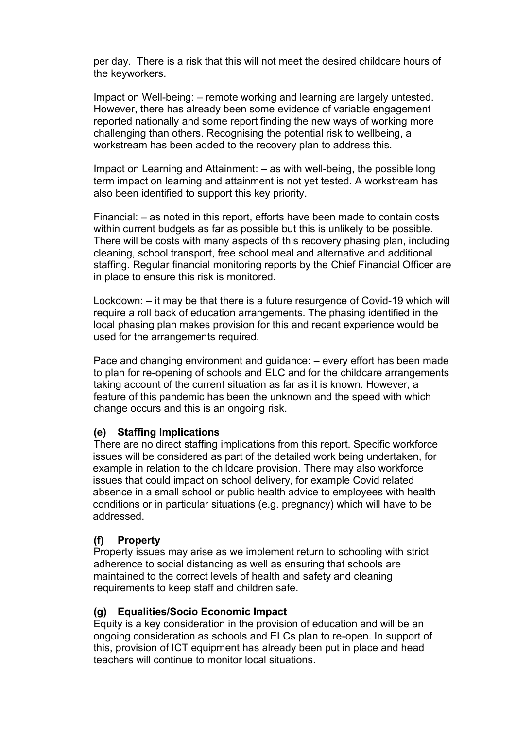per day. There is a risk that this will not meet the desired childcare hours of the keyworkers.

Impact on Well-being: – remote working and learning are largely untested. However, there has already been some evidence of variable engagement reported nationally and some report finding the new ways of working more challenging than others. Recognising the potential risk to wellbeing, a workstream has been added to the recovery plan to address this.

Impact on Learning and Attainment: – as with well-being, the possible long term impact on learning and attainment is not yet tested. A workstream has also been identified to support this key priority.

Financial: – as noted in this report, efforts have been made to contain costs within current budgets as far as possible but this is unlikely to be possible. There will be costs with many aspects of this recovery phasing plan, including cleaning, school transport, free school meal and alternative and additional staffing. Regular financial monitoring reports by the Chief Financial Officer are in place to ensure this risk is monitored.

Lockdown: – it may be that there is a future resurgence of Covid-19 which will require a roll back of education arrangements. The phasing identified in the local phasing plan makes provision for this and recent experience would be used for the arrangements required.

Pace and changing environment and guidance: – every effort has been made to plan for re-opening of schools and ELC and for the childcare arrangements taking account of the current situation as far as it is known. However, a feature of this pandemic has been the unknown and the speed with which change occurs and this is an ongoing risk.

**(e) Staffing Implications**

There are no direct staffing implications from this report. Specific workforce issues will be considered as part of the detailed work being undertaken, for example in relation to the childcare provision. There may also workforce issues that could impact on school delivery, for example Covid related absence in a small school or public health advice to employees with health conditions or in particular situations (e.g. pregnancy) which will have to be addressed.

**(f) Property**

Property issues may arise as we implement return to schooling with strict adherence to social distancing as well as ensuring that schools are maintained to the correct levels of health and safety and cleaning requirements to keep staff and children safe.

**(g) Equalities/Socio Economic Impact**

Equity is a key consideration in the provision of education and will be an ongoing consideration as schools and ELCs plan to re-open. In support of this, provision of ICT equipment has already been put in place and head teachers will continue to monitor local situations.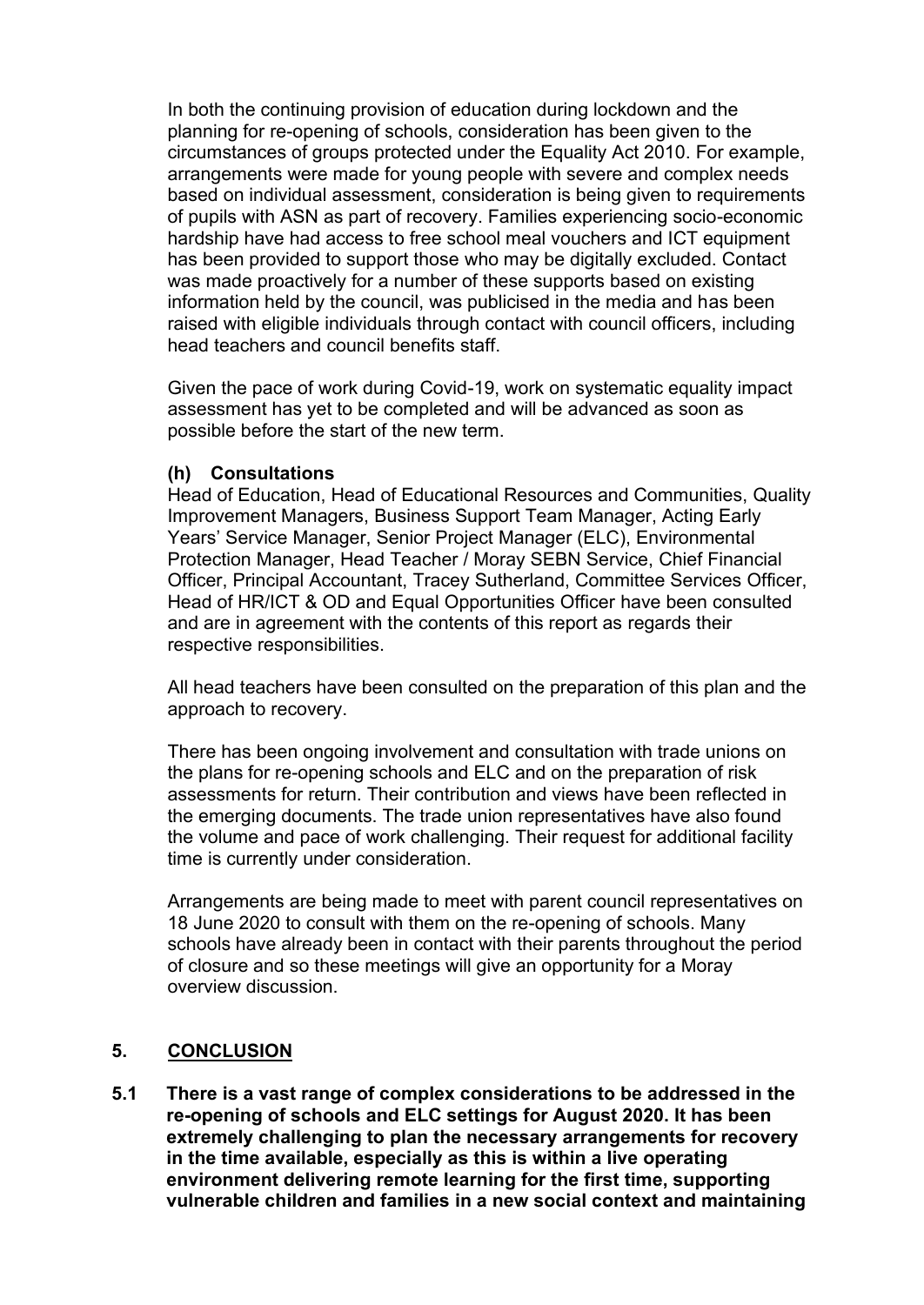In both the continuing provision of education during lockdown and the planning for re-opening of schools, consideration has been given to the circumstances of groups protected under the Equality Act 2010. For example, arrangements were made for young people with severe and complex needs based on individual assessment, consideration is being given to requirements of pupils with ASN as part of recovery. Families experiencing socio-economic hardship have had access to free school meal vouchers and ICT equipment has been provided to support those who may be digitally excluded. Contact was made proactively for a number of these supports based on existing information held by the council, was publicised in the media and has been raised with eligible individuals through contact with council officers, including head teachers and council benefits staff.

Given the pace of work during Covid-19, work on systematic equality impact assessment has yet to be completed and will be advanced as soon as possible before the start of the new term.

**(h) Consultations**

Head of Education, Head of Educational Resources and Communities, Quality Improvement Managers, Business Support Team Manager, Acting Early Years' Service Manager, Senior Project Manager (ELC), Environmental Protection Manager, Head Teacher / Moray SEBN Service, Chief Financial Officer, Principal Accountant, Tracey Sutherland, Committee Services Officer, Head of HR/ICT & OD and Equal Opportunities Officer have been consulted and are in agreement with the contents of this report as regards their respective responsibilities.

All head teachers have been consulted on the preparation of this plan and the approach to recovery.

There has been ongoing involvement and consultation with trade unions on the plans for re-opening schools and ELC and on the preparation of risk assessments for return. Their contribution and views have been reflected in the emerging documents. The trade union representatives have also found the volume and pace of work challenging. Their request for additional facility time is currently under consideration.

Arrangements are being made to meet with parent council representatives on 18 June 2020 to consult with them on the re-opening of schools. Many schools have already been in contact with their parents throughout the period of closure and so these meetings will give an opportunity for a Moray overview discussion.

## 5. CONCLUSION

**5.1 There is a vast range of complex considerations to be addressed in the re-opening of schools and ELC settings for August 2020. It has been extremely challenging to plan the necessary arrangements for recovery in the time available, especially as this is within a live operating environment delivering remote learning for the first time, supporting vulnerable children and families in a new social context and maintaining**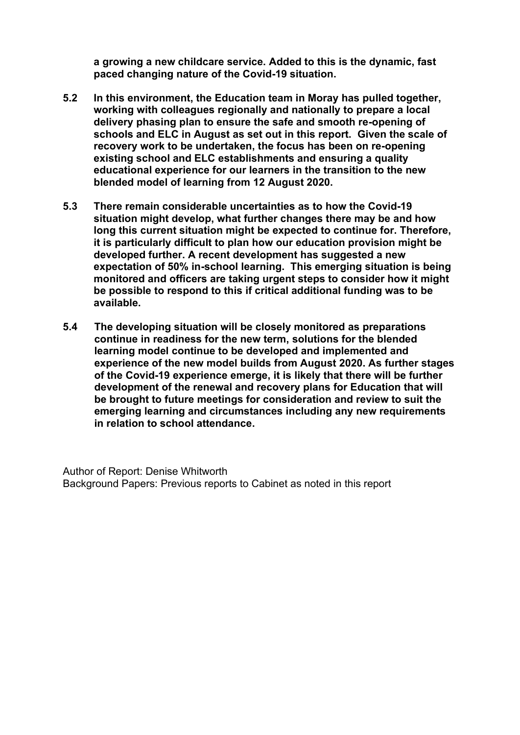**a growing a new childcare service. Added to this is the dynamic, fast paced changing nature of the Covid-19 situation.**

**5.2 In this environment, the Education team in Moray has pulled together, working with colleagues regionally and nationally to prepare a local delivery phasing plan to ensure the safe and smooth re-opening of schools and ELC in August as set out in this report. Given the scale of recovery work to be undertaken, the focus has been on re-opening existing school and ELC establishments and ensuring a quality educational experience for our learners in the transition to the new blended model of learning from 12 August 2020.**

**5.3 There remain considerable uncertainties as to how the Covid-19 situation might develop, what further changes there may be and how long this current situation might be expected to continue for. Therefore, it is particularly difficult to plan how our education provision might be developed further. A recent development has suggested a new expectation of 50% in-school learning. This emerging situation is being monitored and officers are taking urgent steps to consider how it might be possible to respond to this if critical additional funding was to be available.**

**5.4 The developing situation will be closely monitored as preparations continue in readiness for the new term, solutions for the blended learning model continue to be developed and implemented and experience of the new model builds from August 2020. As further stages of the Covid-19 experience emerge, it is likely that there will be further development of the renewal and recovery plans for Education that will be brought to future meetings for consideration and review to suit the emerging learning and circumstances including any new requirements in relation to school attendance.**

Author of Report: Denise Whitworth
Background Papers: Previous reports to Cabinet as noted in this report